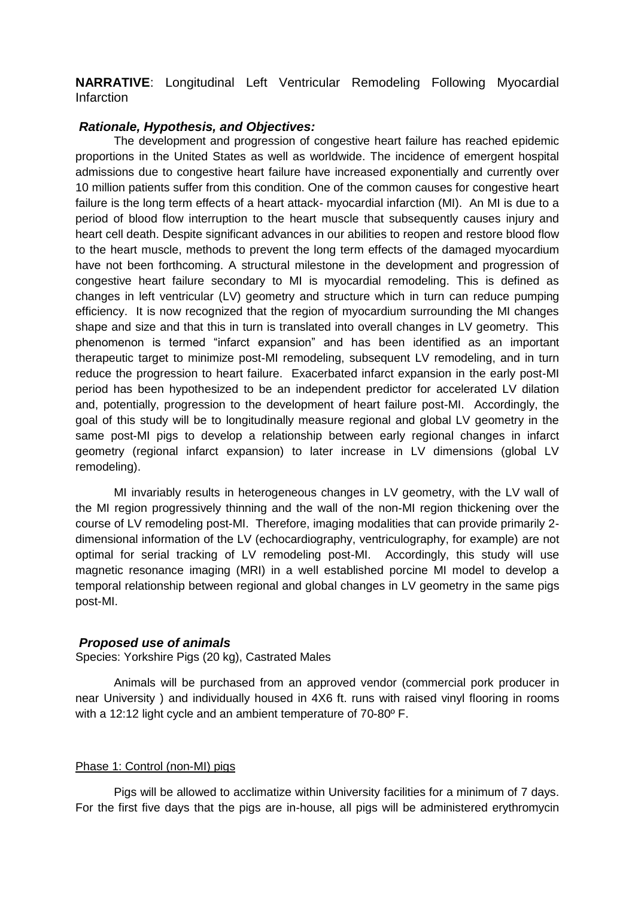**NARRATIVE**: Longitudinal Left Ventricular Remodeling Following Myocardial Infarction

***Rationale, Hypothesis, and Objectives:***

The development and progression of congestive heart failure has reached epidemic proportions in the United States as well as worldwide. The incidence of emergent hospital admissions due to congestive heart failure have increased exponentially and currently over 10 million patients suffer from this condition. One of the common causes for congestive heart failure is the long term effects of a heart attack- myocardial infarction (MI). An MI is due to a period of blood flow interruption to the heart muscle that subsequently causes injury and heart cell death. Despite significant advances in our abilities to reopen and restore blood flow to the heart muscle, methods to prevent the long term effects of the damaged myocardium have not been forthcoming. A structural milestone in the development and progression of congestive heart failure secondary to MI is myocardial remodeling. This is defined as changes in left ventricular (LV) geometry and structure which in turn can reduce pumping efficiency. It is now recognized that the region of myocardium surrounding the MI changes shape and size and that this in turn is translated into overall changes in LV geometry. This phenomenon is termed "infarct expansion" and has been identified as an important therapeutic target to minimize post-MI remodeling, subsequent LV remodeling, and in turn reduce the progression to heart failure. Exacerbated infarct expansion in the early post-MI period has been hypothesized to be an independent predictor for accelerated LV dilation and, potentially, progression to the development of heart failure post-MI. Accordingly, the goal of this study will be to longitudinally measure regional and global LV geometry in the same post-MI pigs to develop a relationship between early regional changes in infarct geometry (regional infarct expansion) to later increase in LV dimensions (global LV remodeling).

MI invariably results in heterogeneous changes in LV geometry, with the LV wall of the MI region progressively thinning and the wall of the non-MI region thickening over the course of LV remodeling post-MI. Therefore, imaging modalities that can provide primarily 2-dimensional information of the LV (echocardiography, ventriculography, for example) are not optimal for serial tracking of LV remodeling post-MI. Accordingly, this study will use magnetic resonance imaging (MRI) in a well established porcine MI model to develop a temporal relationship between regional and global changes in LV geometry in the same pigs post-MI.

***Proposed use of animals***

Species: Yorkshire Pigs (20 kg), Castrated Males

Animals will be purchased from an approved vendor (commercial pork producer in near University ) and individually housed in 4X6 ft. runs with raised vinyl flooring in rooms with a 12:12 light cycle and an ambient temperature of 70-80º F.

<u>Phase 1: Control (non-MI) pigs</u>

Pigs will be allowed to acclimatize within University facilities for a minimum of 7 days. For the first five days that the pigs are in-house, all pigs will be administered erythromycin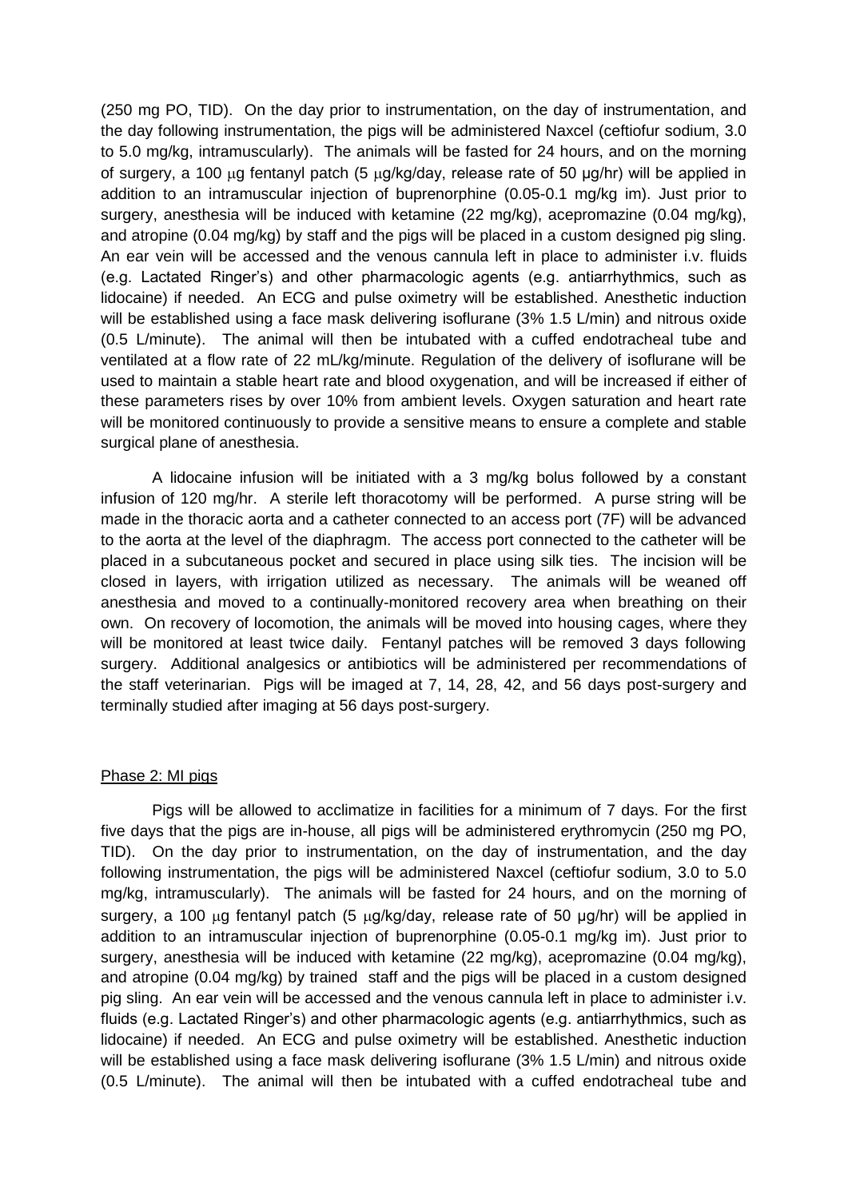(250 mg PO, TID). On the day prior to instrumentation, on the day of instrumentation, and the day following instrumentation, the pigs will be administered Naxcel (ceftiofur sodium, 3.0 to 5.0 mg/kg, intramuscularly). The animals will be fasted for 24 hours, and on the morning of surgery, a 100 μg fentanyl patch (5 μg/kg/day, release rate of 50 μg/hr) will be applied in addition to an intramuscular injection of buprenorphine (0.05-0.1 mg/kg im). Just prior to surgery, anesthesia will be induced with ketamine (22 mg/kg), acepromazine (0.04 mg/kg), and atropine (0.04 mg/kg) by staff and the pigs will be placed in a custom designed pig sling. An ear vein will be accessed and the venous cannula left in place to administer i.v. fluids (e.g. Lactated Ringer's) and other pharmacologic agents (e.g. antiarrhythmics, such as lidocaine) if needed. An ECG and pulse oximetry will be established. Anesthetic induction will be established using a face mask delivering isoflurane (3% 1.5 L/min) and nitrous oxide (0.5 L/minute). The animal will then be intubated with a cuffed endotracheal tube and ventilated at a flow rate of 22 mL/kg/minute. Regulation of the delivery of isoflurane will be used to maintain a stable heart rate and blood oxygenation, and will be increased if either of these parameters rises by over 10% from ambient levels. Oxygen saturation and heart rate will be monitored continuously to provide a sensitive means to ensure a complete and stable surgical plane of anesthesia.

A lidocaine infusion will be initiated with a 3 mg/kg bolus followed by a constant infusion of 120 mg/hr. A sterile left thoracotomy will be performed. A purse string will be made in the thoracic aorta and a catheter connected to an access port (7F) will be advanced to the aorta at the level of the diaphragm. The access port connected to the catheter will be placed in a subcutaneous pocket and secured in place using silk ties. The incision will be closed in layers, with irrigation utilized as necessary. The animals will be weaned off anesthesia and moved to a continually-monitored recovery area when breathing on their own. On recovery of locomotion, the animals will be moved into housing cages, where they will be monitored at least twice daily. Fentanyl patches will be removed 3 days following surgery. Additional analgesics or antibiotics will be administered per recommendations of the staff veterinarian. Pigs will be imaged at 7, 14, 28, 42, and 56 days post-surgery and terminally studied after imaging at 56 days post-surgery.

Phase 2: MI pigs

Pigs will be allowed to acclimatize in facilities for a minimum of 7 days. For the first five days that the pigs are in-house, all pigs will be administered erythromycin (250 mg PO, TID). On the day prior to instrumentation, on the day of instrumentation, and the day following instrumentation, the pigs will be administered Naxcel (ceftiofur sodium, 3.0 to 5.0 mg/kg, intramuscularly). The animals will be fasted for 24 hours, and on the morning of surgery, a 100 μg fentanyl patch (5 μg/kg/day, release rate of 50 μg/hr) will be applied in addition to an intramuscular injection of buprenorphine (0.05-0.1 mg/kg im). Just prior to surgery, anesthesia will be induced with ketamine (22 mg/kg), acepromazine (0.04 mg/kg), and atropine (0.04 mg/kg) by trained staff and the pigs will be placed in a custom designed pig sling. An ear vein will be accessed and the venous cannula left in place to administer i.v. fluids (e.g. Lactated Ringer's) and other pharmacologic agents (e.g. antiarrhythmics, such as lidocaine) if needed. An ECG and pulse oximetry will be established. Anesthetic induction will be established using a face mask delivering isoflurane (3% 1.5 L/min) and nitrous oxide (0.5 L/minute). The animal will then be intubated with a cuffed endotracheal tube and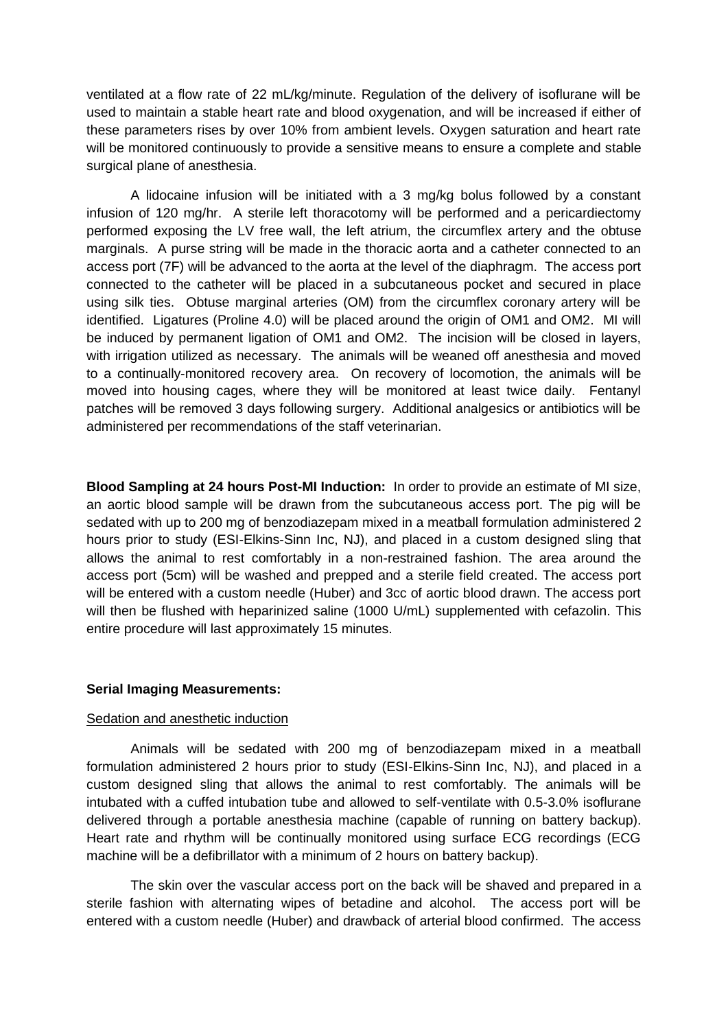ventilated at a flow rate of 22 mL/kg/minute. Regulation of the delivery of isoflurane will be used to maintain a stable heart rate and blood oxygenation, and will be increased if either of these parameters rises by over 10% from ambient levels. Oxygen saturation and heart rate will be monitored continuously to provide a sensitive means to ensure a complete and stable surgical plane of anesthesia.

A lidocaine infusion will be initiated with a 3 mg/kg bolus followed by a constant infusion of 120 mg/hr. A sterile left thoracotomy will be performed and a pericardiectomy performed exposing the LV free wall, the left atrium, the circumflex artery and the obtuse marginals. A purse string will be made in the thoracic aorta and a catheter connected to an access port (7F) will be advanced to the aorta at the level of the diaphragm. The access port connected to the catheter will be placed in a subcutaneous pocket and secured in place using silk ties. Obtuse marginal arteries (OM) from the circumflex coronary artery will be identified. Ligatures (Proline 4.0) will be placed around the origin of OM1 and OM2. MI will be induced by permanent ligation of OM1 and OM2. The incision will be closed in layers, with irrigation utilized as necessary. The animals will be weaned off anesthesia and moved to a continually-monitored recovery area. On recovery of locomotion, the animals will be moved into housing cages, where they will be monitored at least twice daily. Fentanyl patches will be removed 3 days following surgery. Additional analgesics or antibiotics will be administered per recommendations of the staff veterinarian.

**Blood Sampling at 24 hours Post-MI Induction:** In order to provide an estimate of MI size, an aortic blood sample will be drawn from the subcutaneous access port. The pig will be sedated with up to 200 mg of benzodiazepam mixed in a meatball formulation administered 2 hours prior to study (ESI-Elkins-Sinn Inc, NJ), and placed in a custom designed sling that allows the animal to rest comfortably in a non-restrained fashion. The area around the access port (5cm) will be washed and prepped and a sterile field created. The access port will be entered with a custom needle (Huber) and 3cc of aortic blood drawn. The access port will then be flushed with heparinized saline (1000 U/mL) supplemented with cefazolin. This entire procedure will last approximately 15 minutes.

**Serial Imaging Measurements:**

Sedation and anesthetic induction

Animals will be sedated with 200 mg of benzodiazepam mixed in a meatball formulation administered 2 hours prior to study (ESI-Elkins-Sinn Inc, NJ), and placed in a custom designed sling that allows the animal to rest comfortably. The animals will be intubated with a cuffed intubation tube and allowed to self-ventilate with 0.5-3.0% isoflurane delivered through a portable anesthesia machine (capable of running on battery backup). Heart rate and rhythm will be continually monitored using surface ECG recordings (ECG machine will be a defibrillator with a minimum of 2 hours on battery backup).

The skin over the vascular access port on the back will be shaved and prepared in a sterile fashion with alternating wipes of betadine and alcohol. The access port will be entered with a custom needle (Huber) and drawback of arterial blood confirmed. The access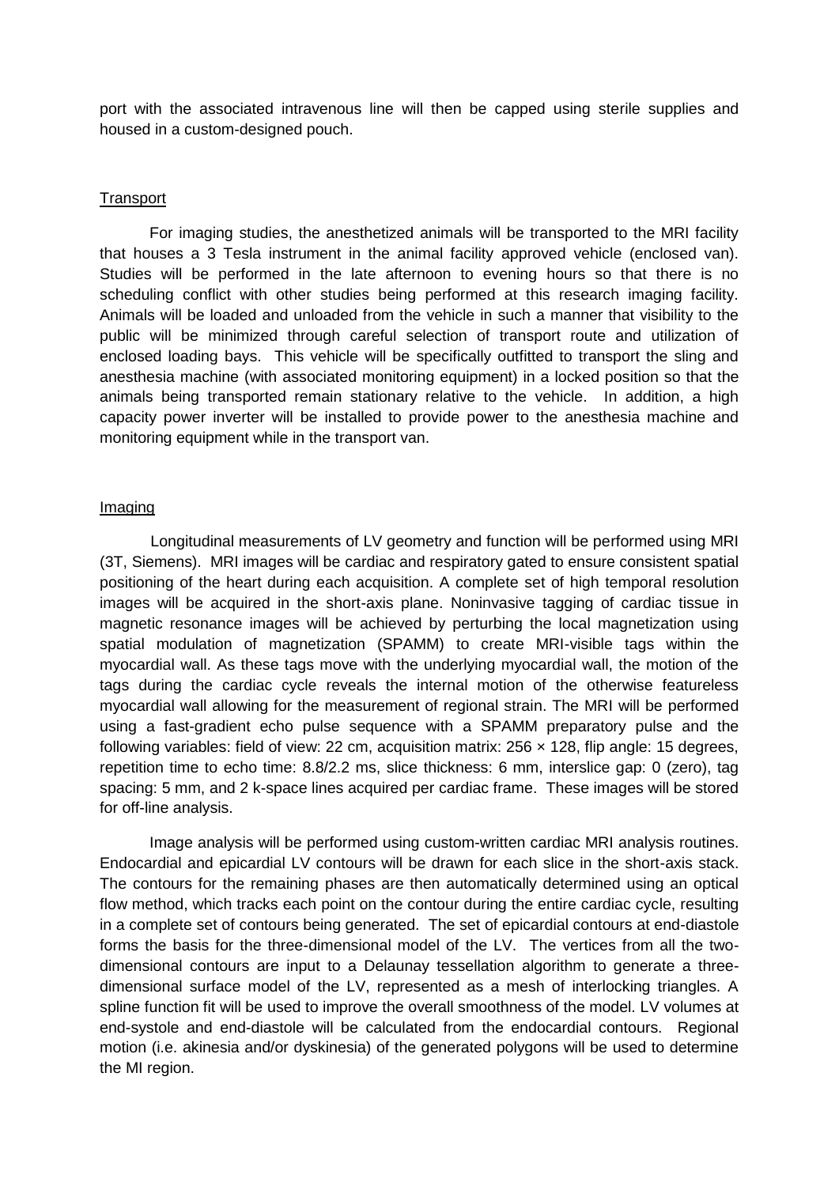port with the associated intravenous line will then be capped using sterile supplies and housed in a custom-designed pouch.

## Transport

For imaging studies, the anesthetized animals will be transported to the MRI facility that houses a 3 Tesla instrument in the animal facility approved vehicle (enclosed van). Studies will be performed in the late afternoon to evening hours so that there is no scheduling conflict with other studies being performed at this research imaging facility. Animals will be loaded and unloaded from the vehicle in such a manner that visibility to the public will be minimized through careful selection of transport route and utilization of enclosed loading bays. This vehicle will be specifically outfitted to transport the sling and anesthesia machine (with associated monitoring equipment) in a locked position so that the animals being transported remain stationary relative to the vehicle. In addition, a high capacity power inverter will be installed to provide power to the anesthesia machine and monitoring equipment while in the transport van.

## Imaging

Longitudinal measurements of LV geometry and function will be performed using MRI (3T, Siemens). MRI images will be cardiac and respiratory gated to ensure consistent spatial positioning of the heart during each acquisition. A complete set of high temporal resolution images will be acquired in the short-axis plane. Noninvasive tagging of cardiac tissue in magnetic resonance images will be achieved by perturbing the local magnetization using spatial modulation of magnetization (SPAMM) to create MRI-visible tags within the myocardial wall. As these tags move with the underlying myocardial wall, the motion of the tags during the cardiac cycle reveals the internal motion of the otherwise featureless myocardial wall allowing for the measurement of regional strain. The MRI will be performed using a fast-gradient echo pulse sequence with a SPAMM preparatory pulse and the following variables: field of view: 22 cm, acquisition matrix: 256 × 128, flip angle: 15 degrees, repetition time to echo time: 8.8/2.2 ms, slice thickness: 6 mm, interslice gap: 0 (zero), tag spacing: 5 mm, and 2 k-space lines acquired per cardiac frame. These images will be stored for off-line analysis.

Image analysis will be performed using custom-written cardiac MRI analysis routines. Endocardial and epicardial LV contours will be drawn for each slice in the short-axis stack. The contours for the remaining phases are then automatically determined using an optical flow method, which tracks each point on the contour during the entire cardiac cycle, resulting in a complete set of contours being generated. The set of epicardial contours at end-diastole forms the basis for the three-dimensional model of the LV. The vertices from all the two-dimensional contours are input to a Delaunay tessellation algorithm to generate a three-dimensional surface model of the LV, represented as a mesh of interlocking triangles. A spline function fit will be used to improve the overall smoothness of the model. LV volumes at end-systole and end-diastole will be calculated from the endocardial contours. Regional motion (i.e. akinesia and/or dyskinesia) of the generated polygons will be used to determine the MI region.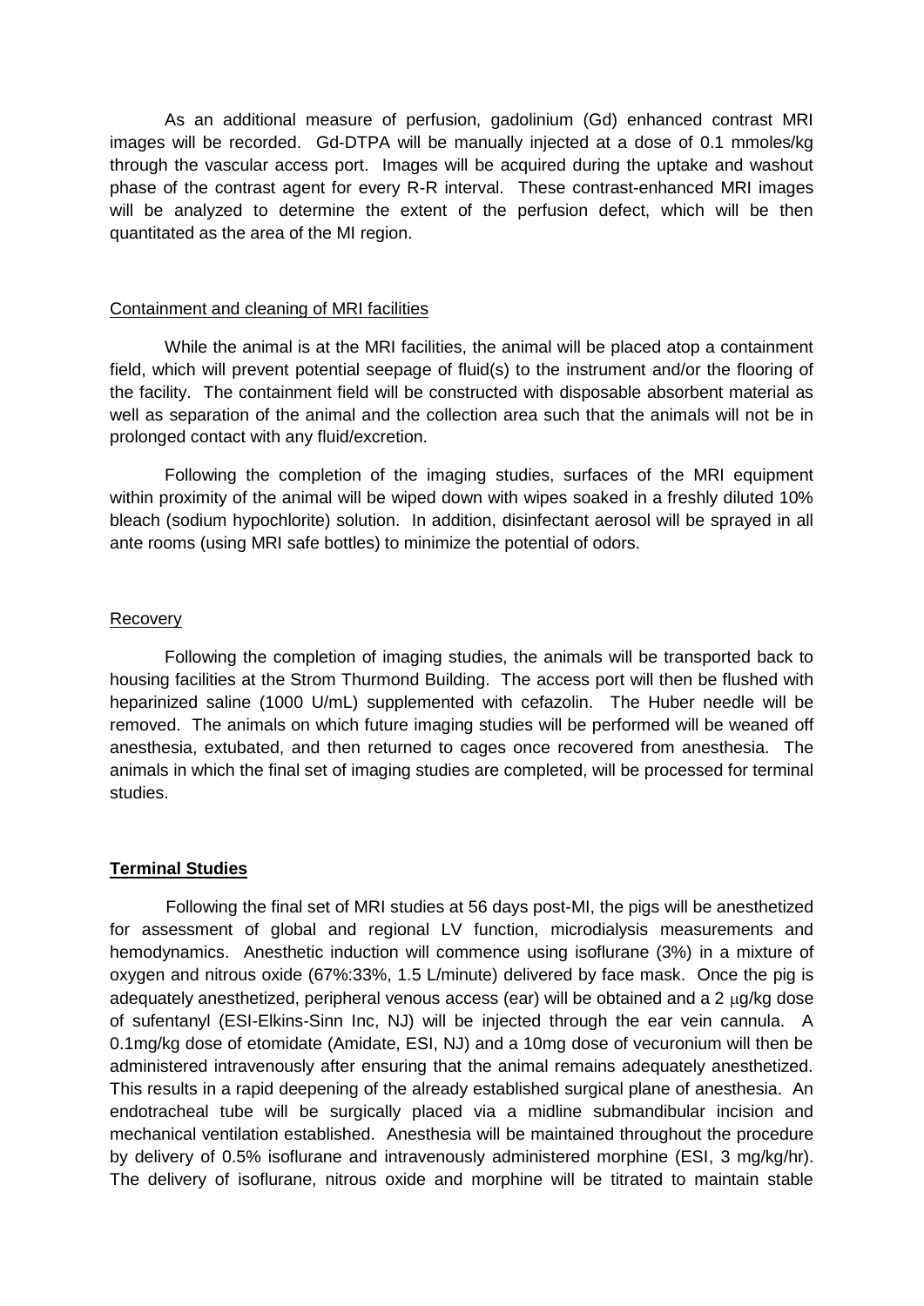As an additional measure of perfusion, gadolinium (Gd) enhanced contrast MRI images will be recorded. Gd-DTPA will be manually injected at a dose of 0.1 mmoles/kg through the vascular access port. Images will be acquired during the uptake and washout phase of the contrast agent for every R-R interval. These contrast-enhanced MRI images will be analyzed to determine the extent of the perfusion defect, which will be then quantitated as the area of the MI region.

Containment and cleaning of MRI facilities

While the animal is at the MRI facilities, the animal will be placed atop a containment field, which will prevent potential seepage of fluid(s) to the instrument and/or the flooring of the facility. The containment field will be constructed with disposable absorbent material as well as separation of the animal and the collection area such that the animals will not be in prolonged contact with any fluid/excretion.

Following the completion of the imaging studies, surfaces of the MRI equipment within proximity of the animal will be wiped down with wipes soaked in a freshly diluted 10% bleach (sodium hypochlorite) solution. In addition, disinfectant aerosol will be sprayed in all ante rooms (using MRI safe bottles) to minimize the potential of odors.

Recovery

Following the completion of imaging studies, the animals will be transported back to housing facilities at the Strom Thurmond Building. The access port will then be flushed with heparinized saline (1000 U/mL) supplemented with cefazolin. The Huber needle will be removed. The animals on which future imaging studies will be performed will be weaned off anesthesia, extubated, and then returned to cages once recovered from anesthesia. The animals in which the final set of imaging studies are completed, will be processed for terminal studies.

**Terminal Studies**

Following the final set of MRI studies at 56 days post-MI, the pigs will be anesthetized for assessment of global and regional LV function, microdialysis measurements and hemodynamics. Anesthetic induction will commence using isoflurane (3%) in a mixture of oxygen and nitrous oxide (67%:33%, 1.5 L/minute) delivered by face mask. Once the pig is adequately anesthetized, peripheral venous access (ear) will be obtained and a 2 μg/kg dose of sufentanyl (ESI-Elkins-Sinn Inc, NJ) will be injected through the ear vein cannula. A 0.1mg/kg dose of etomidate (Amidate, ESI, NJ) and a 10mg dose of vecuronium will then be administered intravenously after ensuring that the animal remains adequately anesthetized. This results in a rapid deepening of the already established surgical plane of anesthesia. An endotracheal tube will be surgically placed via a midline submandibular incision and mechanical ventilation established. Anesthesia will be maintained throughout the procedure by delivery of 0.5% isoflurane and intravenously administered morphine (ESI, 3 mg/kg/hr). The delivery of isoflurane, nitrous oxide and morphine will be titrated to maintain stable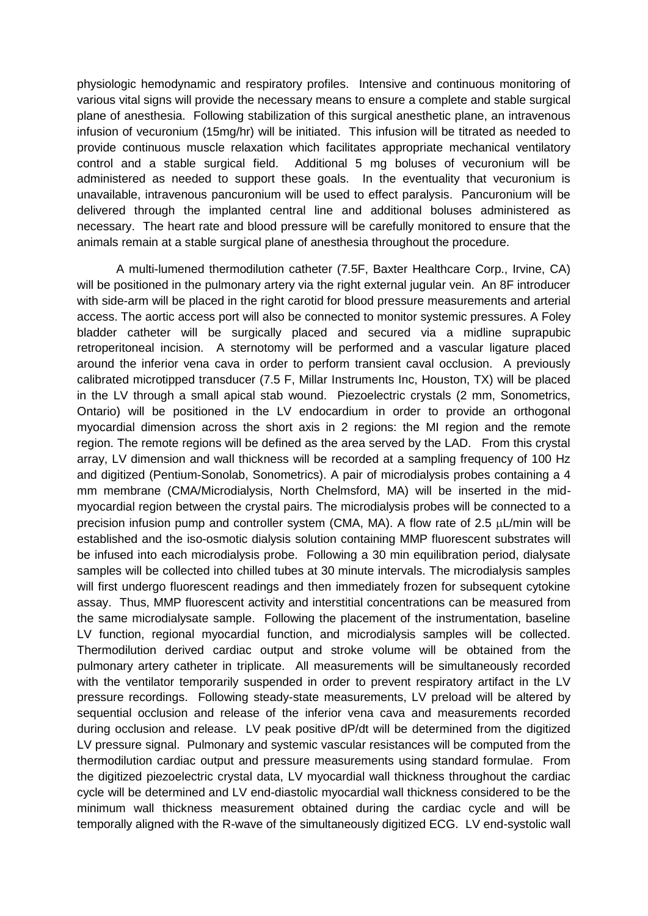physiologic hemodynamic and respiratory profiles. Intensive and continuous monitoring of various vital signs will provide the necessary means to ensure a complete and stable surgical plane of anesthesia. Following stabilization of this surgical anesthetic plane, an intravenous infusion of vecuronium (15mg/hr) will be initiated. This infusion will be titrated as needed to provide continuous muscle relaxation which facilitates appropriate mechanical ventilatory control and a stable surgical field. Additional 5 mg boluses of vecuronium will be administered as needed to support these goals. In the eventuality that vecuronium is unavailable, intravenous pancuronium will be used to effect paralysis. Pancuronium will be delivered through the implanted central line and additional boluses administered as necessary. The heart rate and blood pressure will be carefully monitored to ensure that the animals remain at a stable surgical plane of anesthesia throughout the procedure.

A multi-lumened thermodilution catheter (7.5F, Baxter Healthcare Corp., Irvine, CA) will be positioned in the pulmonary artery via the right external jugular vein. An 8F introducer with side-arm will be placed in the right carotid for blood pressure measurements and arterial access. The aortic access port will also be connected to monitor systemic pressures. A Foley bladder catheter will be surgically placed and secured via a midline suprapubic retroperitoneal incision. A sternotomy will be performed and a vascular ligature placed around the inferior vena cava in order to perform transient caval occlusion. A previously calibrated microtipped transducer (7.5 F, Millar Instruments Inc, Houston, TX) will be placed in the LV through a small apical stab wound. Piezoelectric crystals (2 mm, Sonometrics, Ontario) will be positioned in the LV endocardium in order to provide an orthogonal myocardial dimension across the short axis in 2 regions: the MI region and the remote region. The remote regions will be defined as the area served by the LAD. From this crystal array, LV dimension and wall thickness will be recorded at a sampling frequency of 100 Hz and digitized (Pentium-Sonolab, Sonometrics). A pair of microdialysis probes containing a 4 mm membrane (CMA/Microdialysis, North Chelmsford, MA) will be inserted in the mid-myocardial region between the crystal pairs. The microdialysis probes will be connected to a precision infusion pump and controller system (CMA, MA). A flow rate of 2.5 $\mu$L/min will be established and the iso-osmotic dialysis solution containing MMP fluorescent substrates will be infused into each microdialysis probe. Following a 30 min equilibration period, dialysate samples will be collected into chilled tubes at 30 minute intervals. The microdialysis samples will first undergo fluorescent readings and then immediately frozen for subsequent cytokine assay. Thus, MMP fluorescent activity and interstitial concentrations can be measured from the same microdialysate sample. Following the placement of the instrumentation, baseline LV function, regional myocardial function, and microdialysis samples will be collected. Thermodilution derived cardiac output and stroke volume will be obtained from the pulmonary artery catheter in triplicate. All measurements will be simultaneously recorded with the ventilator temporarily suspended in order to prevent respiratory artifact in the LV pressure recordings. Following steady-state measurements, LV preload will be altered by sequential occlusion and release of the inferior vena cava and measurements recorded during occlusion and release. LV peak positive dP/dt will be determined from the digitized LV pressure signal. Pulmonary and systemic vascular resistances will be computed from the thermodilution cardiac output and pressure measurements using standard formulae. From the digitized piezoelectric crystal data, LV myocardial wall thickness throughout the cardiac cycle will be determined and LV end-diastolic myocardial wall thickness considered to be the minimum wall thickness measurement obtained during the cardiac cycle and will be temporally aligned with the R-wave of the simultaneously digitized ECG. LV end-systolic wall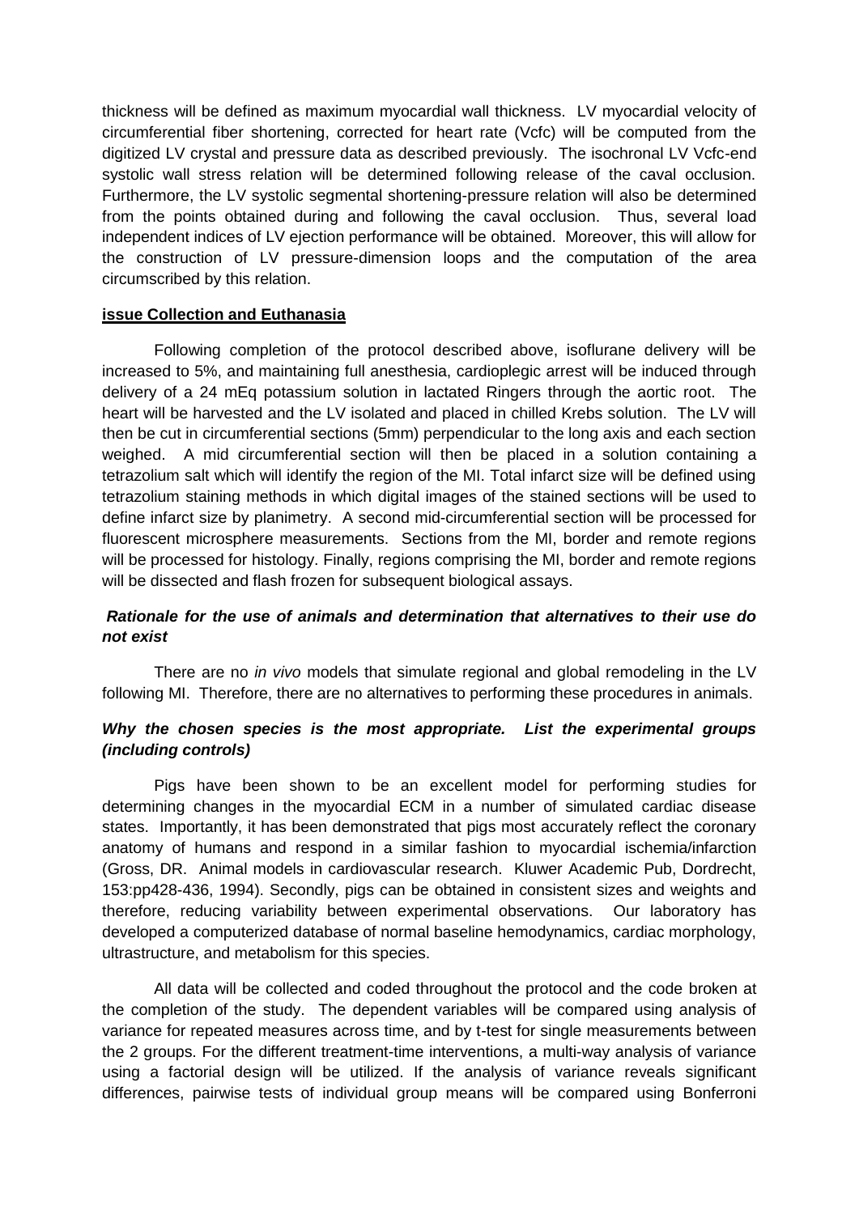thickness will be defined as maximum myocardial wall thickness. LV myocardial velocity of circumferential fiber shortening, corrected for heart rate (Vcfc) will be computed from the digitized LV crystal and pressure data as described previously. The isochronal LV Vcfc-end systolic wall stress relation will be determined following release of the caval occlusion. Furthermore, the LV systolic segmental shortening-pressure relation will also be determined from the points obtained during and following the caval occlusion. Thus, several load independent indices of LV ejection performance will be obtained. Moreover, this will allow for the construction of LV pressure-dimension loops and the computation of the area circumscribed by this relation.

**issue Collection and Euthanasia**

Following completion of the protocol described above, isoflurane delivery will be increased to 5%, and maintaining full anesthesia, cardioplegic arrest will be induced through delivery of a 24 mEq potassium solution in lactated Ringers through the aortic root. The heart will be harvested and the LV isolated and placed in chilled Krebs solution. The LV will then be cut in circumferential sections (5mm) perpendicular to the long axis and each section weighed. A mid circumferential section will then be placed in a solution containing a tetrazolium salt which will identify the region of the MI. Total infarct size will be defined using tetrazolium staining methods in which digital images of the stained sections will be used to define infarct size by planimetry. A second mid-circumferential section will be processed for fluorescent microsphere measurements. Sections from the MI, border and remote regions will be processed for histology. Finally, regions comprising the MI, border and remote regions will be dissected and flash frozen for subsequent biological assays.

***Rationale for the use of animals and determination that alternatives to their use do not exist***

There are no *in vivo* models that simulate regional and global remodeling in the LV following MI. Therefore, there are no alternatives to performing these procedures in animals.

***Why the chosen species is the most appropriate. List the experimental groups (including controls)***

Pigs have been shown to be an excellent model for performing studies for determining changes in the myocardial ECM in a number of simulated cardiac disease states. Importantly, it has been demonstrated that pigs most accurately reflect the coronary anatomy of humans and respond in a similar fashion to myocardial ischemia/infarction (Gross, DR. Animal models in cardiovascular research. Kluwer Academic Pub, Dordrecht, 153:pp428-436, 1994). Secondly, pigs can be obtained in consistent sizes and weights and therefore, reducing variability between experimental observations. Our laboratory has developed a computerized database of normal baseline hemodynamics, cardiac morphology, ultrastructure, and metabolism for this species.

All data will be collected and coded throughout the protocol and the code broken at the completion of the study. The dependent variables will be compared using analysis of variance for repeated measures across time, and by t-test for single measurements between the 2 groups. For the different treatment-time interventions, a multi-way analysis of variance using a factorial design will be utilized. If the analysis of variance reveals significant differences, pairwise tests of individual group means will be compared using Bonferroni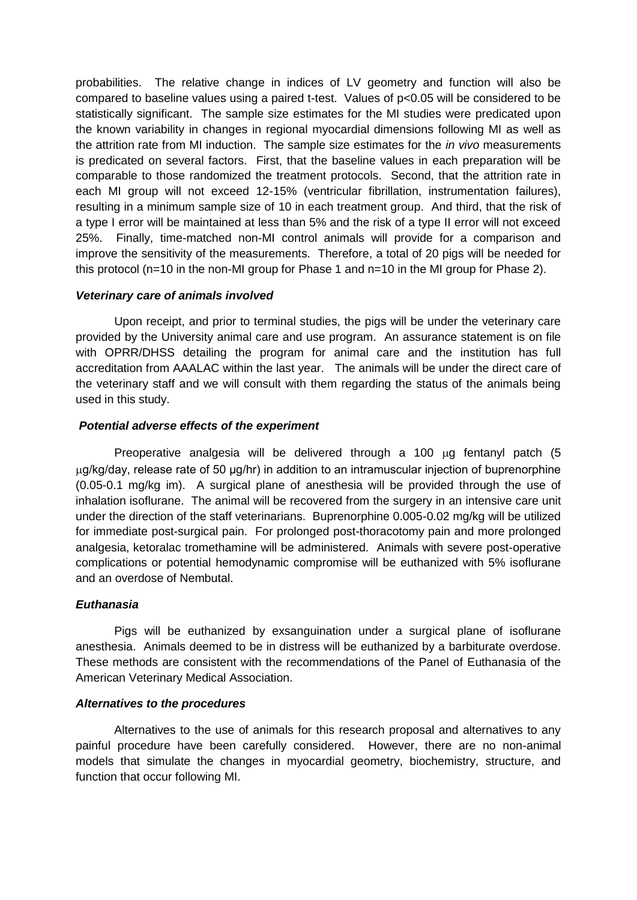probabilities. The relative change in indices of LV geometry and function will also be compared to baseline values using a paired t-test. Values of $p<0.05$ will be considered to be statistically significant. The sample size estimates for the MI studies were predicated upon the known variability in changes in regional myocardial dimensions following MI as well as the attrition rate from MI induction. The sample size estimates for the *in vivo* measurements is predicated on several factors. First, that the baseline values in each preparation will be comparable to those randomized the treatment protocols. Second, that the attrition rate in each MI group will not exceed 12-15% (ventricular fibrillation, instrumentation failures), resulting in a minimum sample size of 10 in each treatment group. And third, that the risk of a type I error will be maintained at less than 5% and the risk of a type II error will not exceed 25%. Finally, time-matched non-MI control animals will provide for a comparison and improve the sensitivity of the measurements. Therefore, a total of 20 pigs will be needed for this protocol (n=10 in the non-MI group for Phase 1 and n=10 in the MI group for Phase 2).

***Veterinary care of animals involved***

Upon receipt, and prior to terminal studies, the pigs will be under the veterinary care provided by the University animal care and use program. An assurance statement is on file with OPRR/DHSS detailing the program for animal care and the institution has full accreditation from AAALAC within the last year. The animals will be under the direct care of the veterinary staff and we will consult with them regarding the status of the animals being used in this study.

***Potential adverse effects of the experiment***

Preoperative analgesia will be delivered through a 100 μg fentanyl patch (5 μg/kg/day, release rate of 50 μg/hr) in addition to an intramuscular injection of buprenorphine (0.05-0.1 mg/kg im). A surgical plane of anesthesia will be provided through the use of inhalation isoflurane. The animal will be recovered from the surgery in an intensive care unit under the direction of the staff veterinarians. Buprenorphine 0.005-0.02 mg/kg will be utilized for immediate post-surgical pain. For prolonged post-thoracotomy pain and more prolonged analgesia, ketoralac tromethamine will be administered. Animals with severe post-operative complications or potential hemodynamic compromise will be euthanized with 5% isoflurane and an overdose of Nembutal.

***Euthanasia***

Pigs will be euthanized by exsanguination under a surgical plane of isoflurane anesthesia. Animals deemed to be in distress will be euthanized by a barbiturate overdose. These methods are consistent with the recommendations of the Panel of Euthanasia of the American Veterinary Medical Association.

***Alternatives to the procedures***

Alternatives to the use of animals for this research proposal and alternatives to any painful procedure have been carefully considered. However, there are no non-animal models that simulate the changes in myocardial geometry, biochemistry, structure, and function that occur following MI.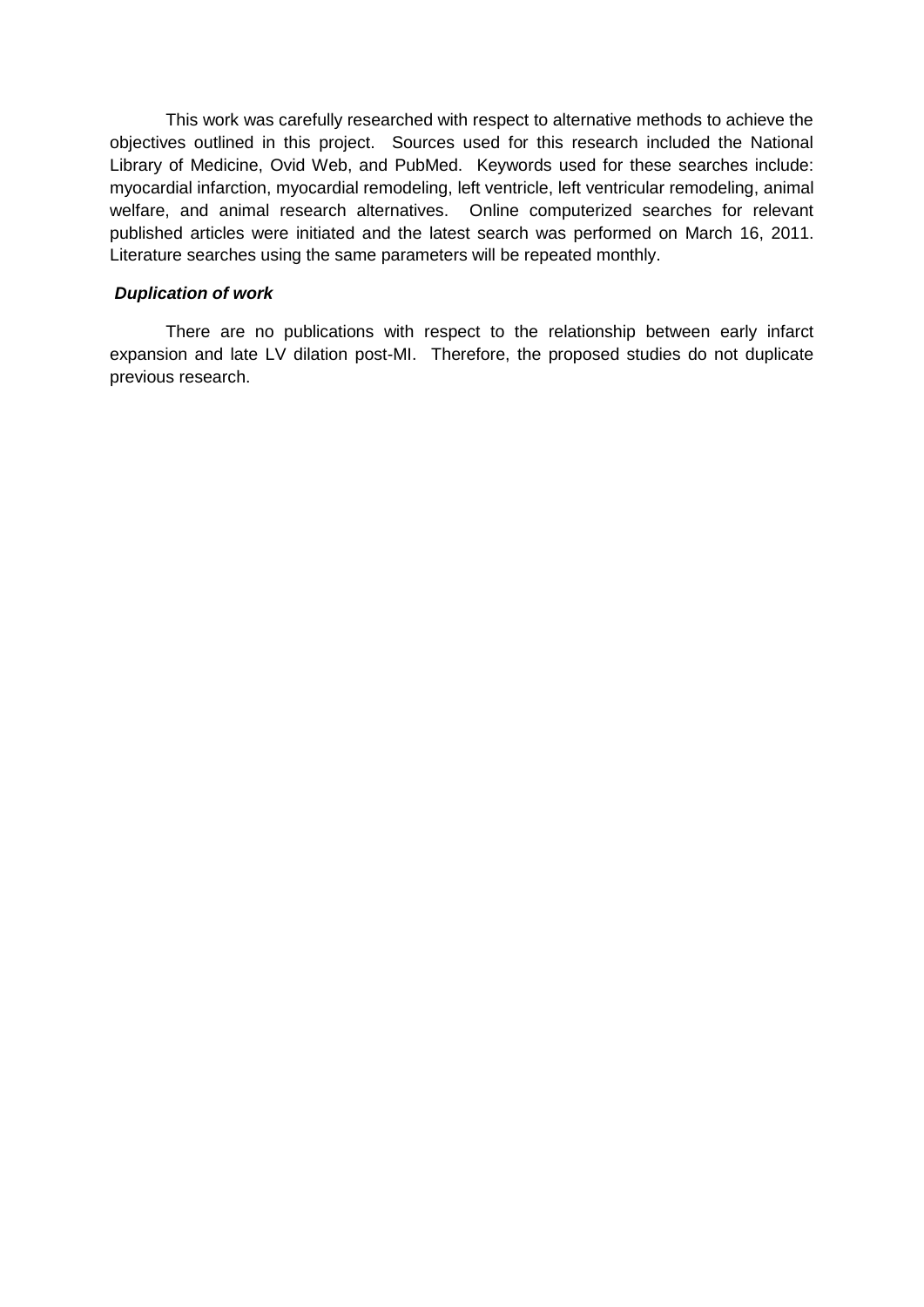This work was carefully researched with respect to alternative methods to achieve the objectives outlined in this project. Sources used for this research included the National Library of Medicine, Ovid Web, and PubMed. Keywords used for these searches include: myocardial infarction, myocardial remodeling, left ventricle, left ventricular remodeling, animal welfare, and animal research alternatives. Online computerized searches for relevant published articles were initiated and the latest search was performed on March 16, 2011. Literature searches using the same parameters will be repeated monthly.

***Duplication of work***

There are no publications with respect to the relationship between early infarct expansion and late LV dilation post-MI. Therefore, the proposed studies do not duplicate previous research.